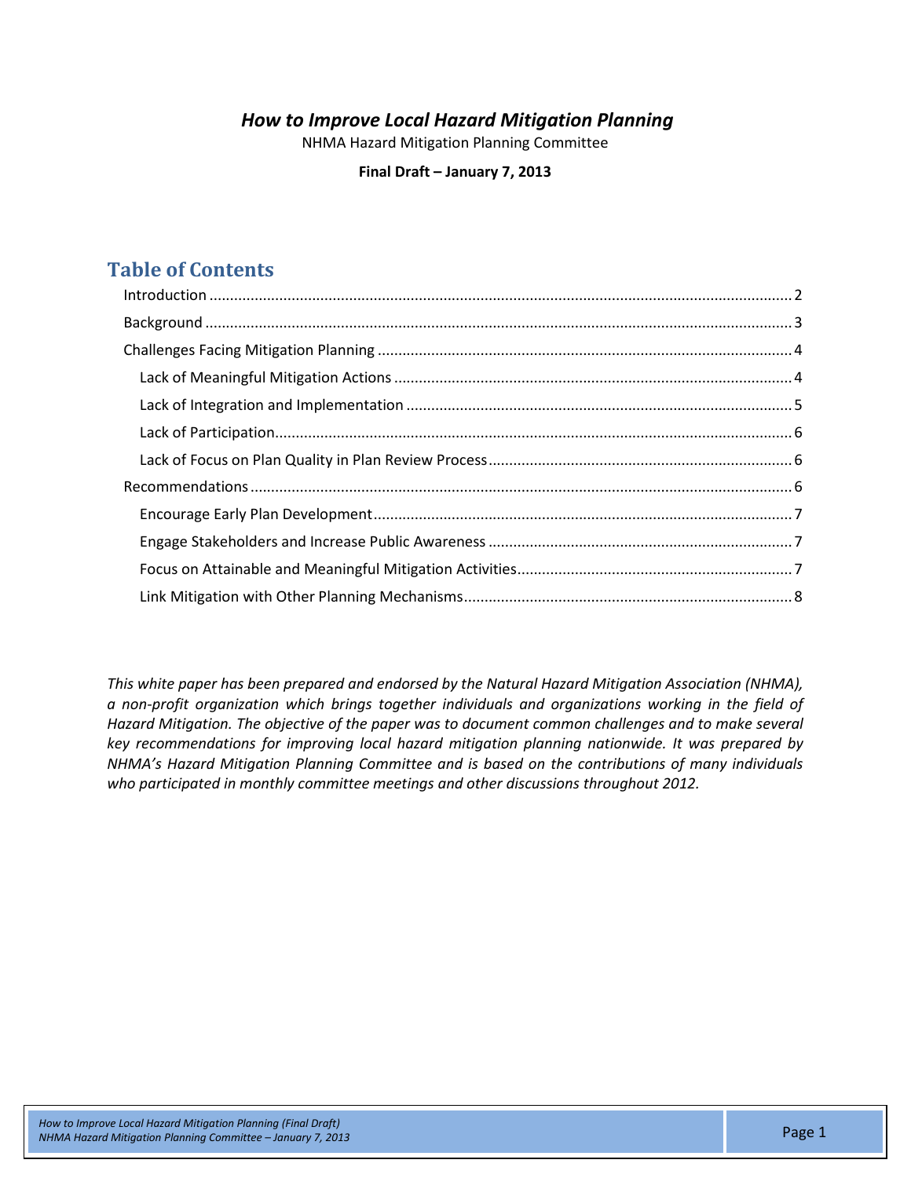# *How to Improve Local Hazard Mitigation Planning*

NHMA Hazard Mitigation Planning Committee

**Final Draft – January 7, 2013**

## Table of Contents

Introduction ..... 2

Background ..... 3

Challenges Facing Mitigation Planning ..... 4

- Lack of Meaningful Mitigation Actions ..... 4
- Lack of Integration and Implementation ..... 5
- Lack of Participation ..... 6
- Lack of Focus on Plan Quality in Plan Review Process ..... 6

Recommendations ..... 6

- Encourage Early Plan Development ..... 7
- Engage Stakeholders and Increase Public Awareness ..... 7
- Focus on Attainable and Meaningful Mitigation Activities ..... 7
- Link Mitigation with Other Planning Mechanisms ..... 8

*This white paper has been prepared and endorsed by the Natural Hazard Mitigation Association (NHMA), a non-profit organization which brings together individuals and organizations working in the field of Hazard Mitigation. The objective of the paper was to document common challenges and to make several key recommendations for improving local hazard mitigation planning nationwide. It was prepared by NHMA's Hazard Mitigation Planning Committee and is based on the contributions of many individuals who participated in monthly committee meetings and other discussions throughout 2012.*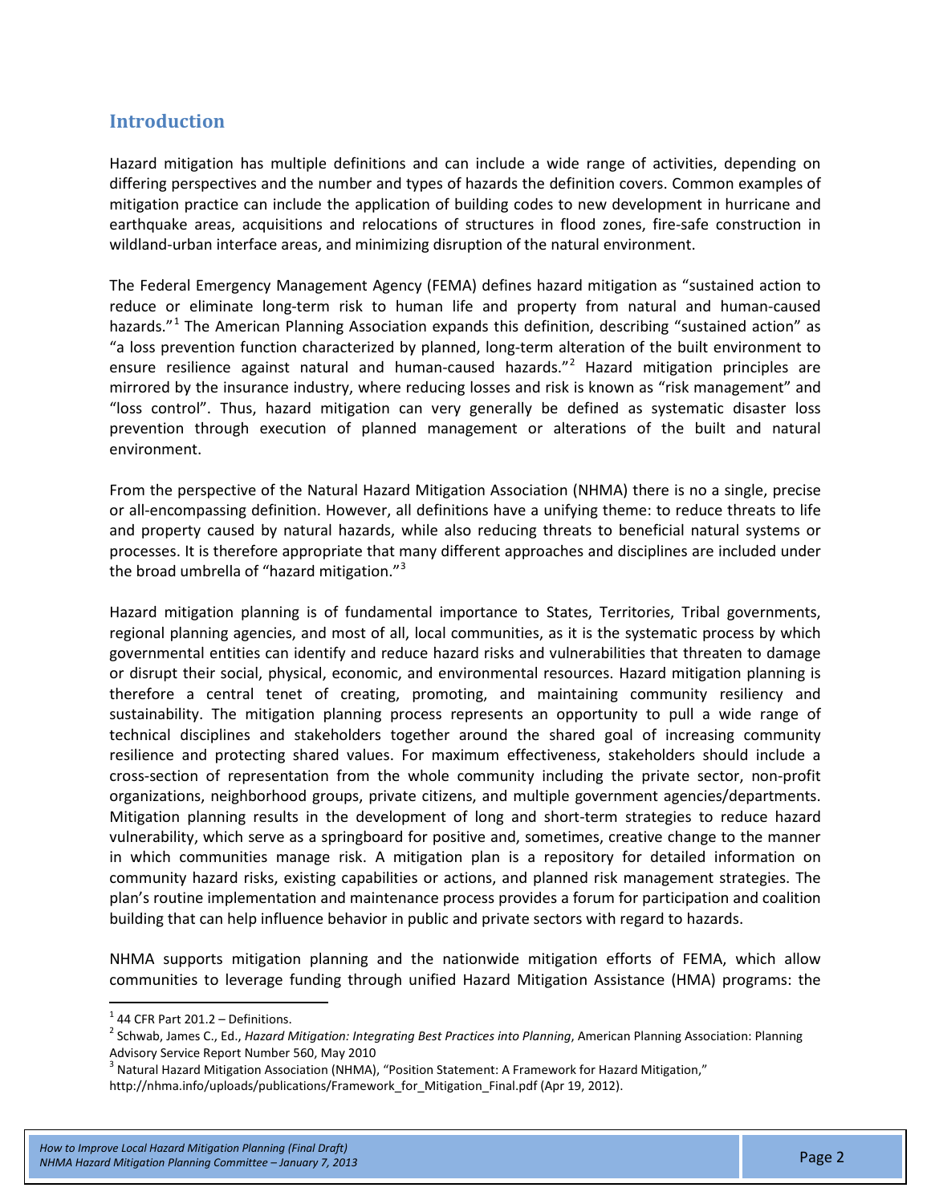## Introduction

Hazard mitigation has multiple definitions and can include a wide range of activities, depending on differing perspectives and the number and types of hazards the definition covers. Common examples of mitigation practice can include the application of building codes to new development in hurricane and earthquake areas, acquisitions and relocations of structures in flood zones, fire-safe construction in wildland-urban interface areas, and minimizing disruption of the natural environment.

The Federal Emergency Management Agency (FEMA) defines hazard mitigation as "sustained action to reduce or eliminate long-term risk to human life and property from natural and human-caused hazards."[1] The American Planning Association expands this definition, describing "sustained action" as "a loss prevention function characterized by planned, long-term alteration of the built environment to ensure resilience against natural and human-caused hazards."[2] Hazard mitigation principles are mirrored by the insurance industry, where reducing losses and risk is known as "risk management" and "loss control". Thus, hazard mitigation can very generally be defined as systematic disaster loss prevention through execution of planned management or alterations of the built and natural environment.

From the perspective of the Natural Hazard Mitigation Association (NHMA) there is no a single, precise or all-encompassing definition. However, all definitions have a unifying theme: to reduce threats to life and property caused by natural hazards, while also reducing threats to beneficial natural systems or processes. It is therefore appropriate that many different approaches and disciplines are included under the broad umbrella of "hazard mitigation."[3]

Hazard mitigation planning is of fundamental importance to States, Territories, Tribal governments, regional planning agencies, and most of all, local communities, as it is the systematic process by which governmental entities can identify and reduce hazard risks and vulnerabilities that threaten to damage or disrupt their social, physical, economic, and environmental resources. Hazard mitigation planning is therefore a central tenet of creating, promoting, and maintaining community resiliency and sustainability. The mitigation planning process represents an opportunity to pull a wide range of technical disciplines and stakeholders together around the shared goal of increasing community resilience and protecting shared values. For maximum effectiveness, stakeholders should include a cross-section of representation from the whole community including the private sector, non-profit organizations, neighborhood groups, private citizens, and multiple government agencies/departments. Mitigation planning results in the development of long and short-term strategies to reduce hazard vulnerability, which serve as a springboard for positive and, sometimes, creative change to the manner in which communities manage risk. A mitigation plan is a repository for detailed information on community hazard risks, existing capabilities or actions, and planned risk management strategies. The plan's routine implementation and maintenance process provides a forum for participation and coalition building that can help influence behavior in public and private sectors with regard to hazards.

NHMA supports mitigation planning and the nationwide mitigation efforts of FEMA, which allow communities to leverage funding through unified Hazard Mitigation Assistance (HMA) programs: the

---

[1] 44 CFR Part 201.2 – Definitions.

[2] Schwab, James C., Ed., *Hazard Mitigation: Integrating Best Practices into Planning*, American Planning Association: Planning Advisory Service Report Number 560, May 2010

[3] Natural Hazard Mitigation Association (NHMA), "Position Statement: A Framework for Hazard Mitigation," http://nhma.info/uploads/publications/Framework_for_Mitigation_Final.pdf (Apr 19, 2012).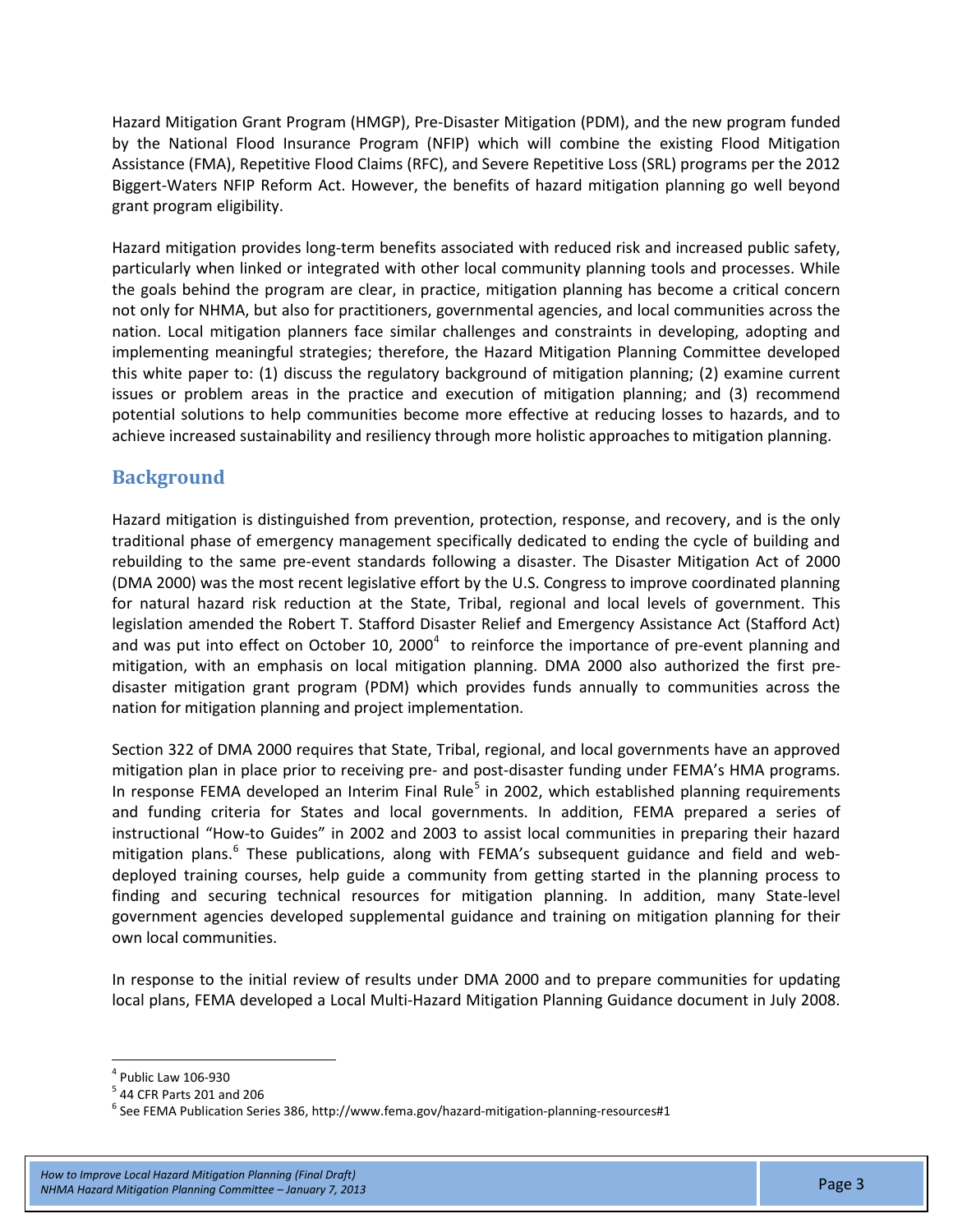Hazard Mitigation Grant Program (HMGP), Pre-Disaster Mitigation (PDM), and the new program funded by the National Flood Insurance Program (NFIP) which will combine the existing Flood Mitigation Assistance (FMA), Repetitive Flood Claims (RFC), and Severe Repetitive Loss (SRL) programs per the 2012 Biggert-Waters NFIP Reform Act. However, the benefits of hazard mitigation planning go well beyond grant program eligibility.

Hazard mitigation provides long-term benefits associated with reduced risk and increased public safety, particularly when linked or integrated with other local community planning tools and processes. While the goals behind the program are clear, in practice, mitigation planning has become a critical concern not only for NHMA, but also for practitioners, governmental agencies, and local communities across the nation. Local mitigation planners face similar challenges and constraints in developing, adopting and implementing meaningful strategies; therefore, the Hazard Mitigation Planning Committee developed this white paper to: (1) discuss the regulatory background of mitigation planning; (2) examine current issues or problem areas in the practice and execution of mitigation planning; and (3) recommend potential solutions to help communities become more effective at reducing losses to hazards, and to achieve increased sustainability and resiliency through more holistic approaches to mitigation planning.

## Background

Hazard mitigation is distinguished from prevention, protection, response, and recovery, and is the only traditional phase of emergency management specifically dedicated to ending the cycle of building and rebuilding to the same pre-event standards following a disaster. The Disaster Mitigation Act of 2000 (DMA 2000) was the most recent legislative effort by the U.S. Congress to improve coordinated planning for natural hazard risk reduction at the State, Tribal, regional and local levels of government. This legislation amended the Robert T. Stafford Disaster Relief and Emergency Assistance Act (Stafford Act) and was put into effect on October 10, 2000[4] to reinforce the importance of pre-event planning and mitigation, with an emphasis on local mitigation planning. DMA 2000 also authorized the first pre-disaster mitigation grant program (PDM) which provides funds annually to communities across the nation for mitigation planning and project implementation.

Section 322 of DMA 2000 requires that State, Tribal, regional, and local governments have an approved mitigation plan in place prior to receiving pre- and post-disaster funding under FEMA's HMA programs. In response FEMA developed an Interim Final Rule[5] in 2002, which established planning requirements and funding criteria for States and local governments. In addition, FEMA prepared a series of instructional "How-to Guides" in 2002 and 2003 to assist local communities in preparing their hazard mitigation plans.[6] These publications, along with FEMA's subsequent guidance and field and web-deployed training courses, help guide a community from getting started in the planning process to finding and securing technical resources for mitigation planning. In addition, many State-level government agencies developed supplemental guidance and training on mitigation planning for their own local communities.

In response to the initial review of results under DMA 2000 and to prepare communities for updating local plans, FEMA developed a Local Multi-Hazard Mitigation Planning Guidance document in July 2008.

---

[4] Public Law 106-930

[5] 44 CFR Parts 201 and 206

[6] See FEMA Publication Series 386, http://www.fema.gov/hazard-mitigation-planning-resources#1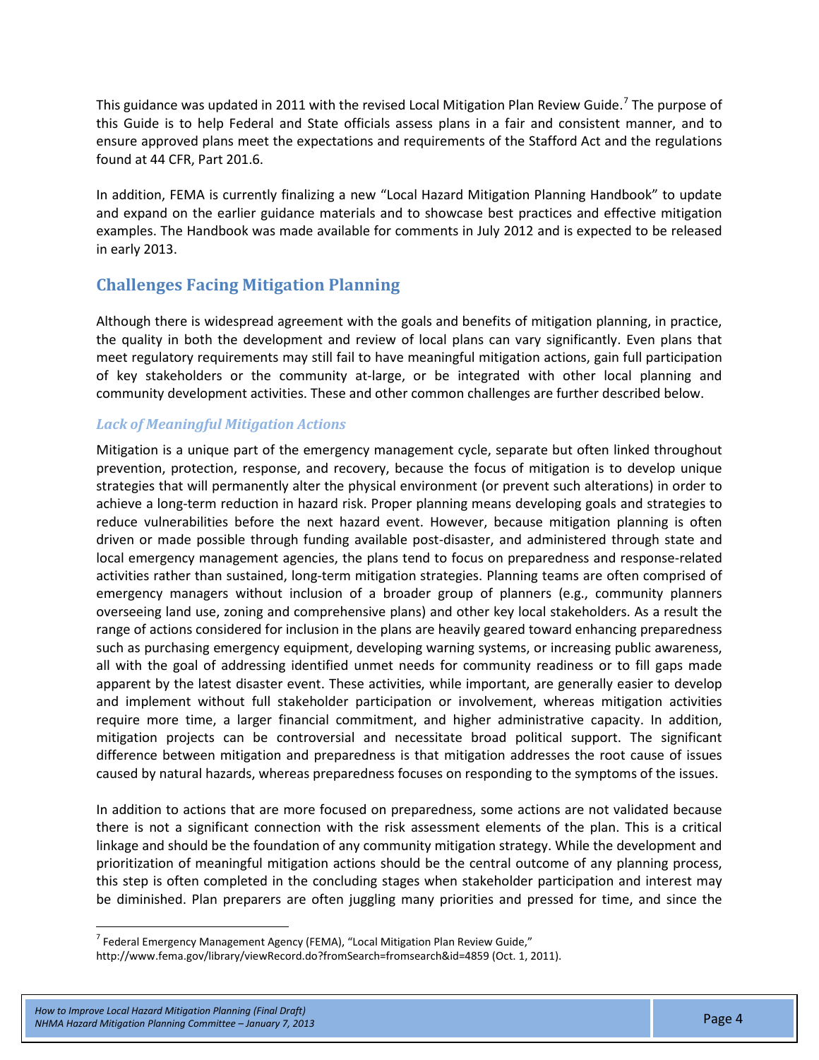This guidance was updated in 2011 with the revised Local Mitigation Plan Review Guide.[7] The purpose of this Guide is to help Federal and State officials assess plans in a fair and consistent manner, and to ensure approved plans meet the expectations and requirements of the Stafford Act and the regulations found at 44 CFR, Part 201.6.

In addition, FEMA is currently finalizing a new "Local Hazard Mitigation Planning Handbook" to update and expand on the earlier guidance materials and to showcase best practices and effective mitigation examples. The Handbook was made available for comments in July 2012 and is expected to be released in early 2013.

## Challenges Facing Mitigation Planning

Although there is widespread agreement with the goals and benefits of mitigation planning, in practice, the quality in both the development and review of local plans can vary significantly. Even plans that meet regulatory requirements may still fail to have meaningful mitigation actions, gain full participation of key stakeholders or the community at-large, or be integrated with other local planning and community development activities. These and other common challenges are further described below.

### *Lack of Meaningful Mitigation Actions*

Mitigation is a unique part of the emergency management cycle, separate but often linked throughout prevention, protection, response, and recovery, because the focus of mitigation is to develop unique strategies that will permanently alter the physical environment (or prevent such alterations) in order to achieve a long-term reduction in hazard risk. Proper planning means developing goals and strategies to reduce vulnerabilities before the next hazard event. However, because mitigation planning is often driven or made possible through funding available post-disaster, and administered through state and local emergency management agencies, the plans tend to focus on preparedness and response-related activities rather than sustained, long-term mitigation strategies. Planning teams are often comprised of emergency managers without inclusion of a broader group of planners (e.g., community planners overseeing land use, zoning and comprehensive plans) and other key local stakeholders. As a result the range of actions considered for inclusion in the plans are heavily geared toward enhancing preparedness such as purchasing emergency equipment, developing warning systems, or increasing public awareness, all with the goal of addressing identified unmet needs for community readiness or to fill gaps made apparent by the latest disaster event. These activities, while important, are generally easier to develop and implement without full stakeholder participation or involvement, whereas mitigation activities require more time, a larger financial commitment, and higher administrative capacity. In addition, mitigation projects can be controversial and necessitate broad political support. The significant difference between mitigation and preparedness is that mitigation addresses the root cause of issues caused by natural hazards, whereas preparedness focuses on responding to the symptoms of the issues.

In addition to actions that are more focused on preparedness, some actions are not validated because there is not a significant connection with the risk assessment elements of the plan. This is a critical linkage and should be the foundation of any community mitigation strategy. While the development and prioritization of meaningful mitigation actions should be the central outcome of any planning process, this step is often completed in the concluding stages when stakeholder participation and interest may be diminished. Plan preparers are often juggling many priorities and pressed for time, and since the

[7] Federal Emergency Management Agency (FEMA), "Local Mitigation Plan Review Guide," http://www.fema.gov/library/viewRecord.do?fromSearch=fromsearch&id=4859 (Oct. 1, 2011).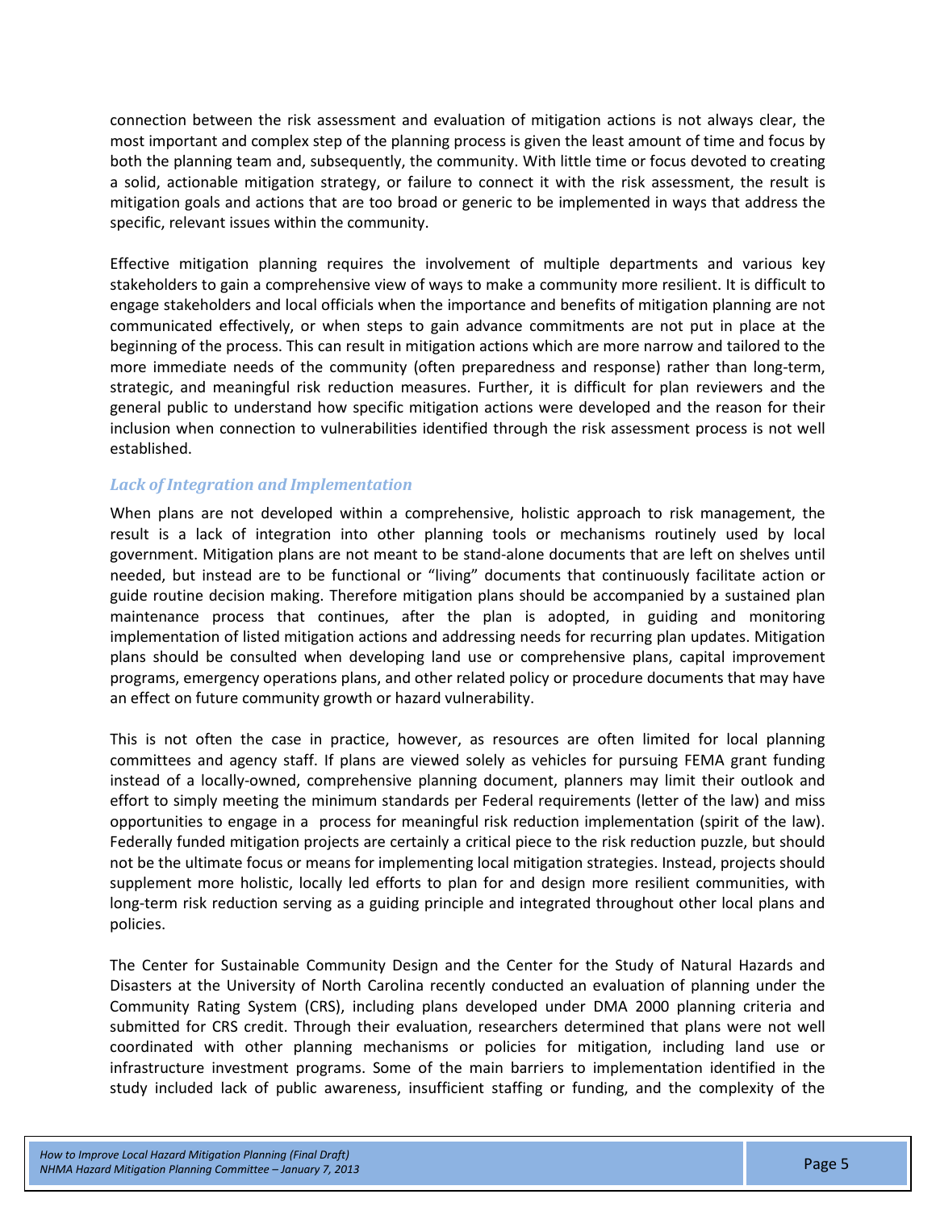connection between the risk assessment and evaluation of mitigation actions is not always clear, the most important and complex step of the planning process is given the least amount of time and focus by both the planning team and, subsequently, the community. With little time or focus devoted to creating a solid, actionable mitigation strategy, or failure to connect it with the risk assessment, the result is mitigation goals and actions that are too broad or generic to be implemented in ways that address the specific, relevant issues within the community.

Effective mitigation planning requires the involvement of multiple departments and various key stakeholders to gain a comprehensive view of ways to make a community more resilient. It is difficult to engage stakeholders and local officials when the importance and benefits of mitigation planning are not communicated effectively, or when steps to gain advance commitments are not put in place at the beginning of the process. This can result in mitigation actions which are more narrow and tailored to the more immediate needs of the community (often preparedness and response) rather than long-term, strategic, and meaningful risk reduction measures. Further, it is difficult for plan reviewers and the general public to understand how specific mitigation actions were developed and the reason for their inclusion when connection to vulnerabilities identified through the risk assessment process is not well established.

### *Lack of Integration and Implementation*

When plans are not developed within a comprehensive, holistic approach to risk management, the result is a lack of integration into other planning tools or mechanisms routinely used by local government. Mitigation plans are not meant to be stand-alone documents that are left on shelves until needed, but instead are to be functional or "living" documents that continuously facilitate action or guide routine decision making. Therefore mitigation plans should be accompanied by a sustained plan maintenance process that continues, after the plan is adopted, in guiding and monitoring implementation of listed mitigation actions and addressing needs for recurring plan updates. Mitigation plans should be consulted when developing land use or comprehensive plans, capital improvement programs, emergency operations plans, and other related policy or procedure documents that may have an effect on future community growth or hazard vulnerability.

This is not often the case in practice, however, as resources are often limited for local planning committees and agency staff. If plans are viewed solely as vehicles for pursuing FEMA grant funding instead of a locally-owned, comprehensive planning document, planners may limit their outlook and effort to simply meeting the minimum standards per Federal requirements (letter of the law) and miss opportunities to engage in a process for meaningful risk reduction implementation (spirit of the law). Federally funded mitigation projects are certainly a critical piece to the risk reduction puzzle, but should not be the ultimate focus or means for implementing local mitigation strategies. Instead, projects should supplement more holistic, locally led efforts to plan for and design more resilient communities, with long-term risk reduction serving as a guiding principle and integrated throughout other local plans and policies.

The Center for Sustainable Community Design and the Center for the Study of Natural Hazards and Disasters at the University of North Carolina recently conducted an evaluation of planning under the Community Rating System (CRS), including plans developed under DMA 2000 planning criteria and submitted for CRS credit. Through their evaluation, researchers determined that plans were not well coordinated with other planning mechanisms or policies for mitigation, including land use or infrastructure investment programs. Some of the main barriers to implementation identified in the study included lack of public awareness, insufficient staffing or funding, and the complexity of the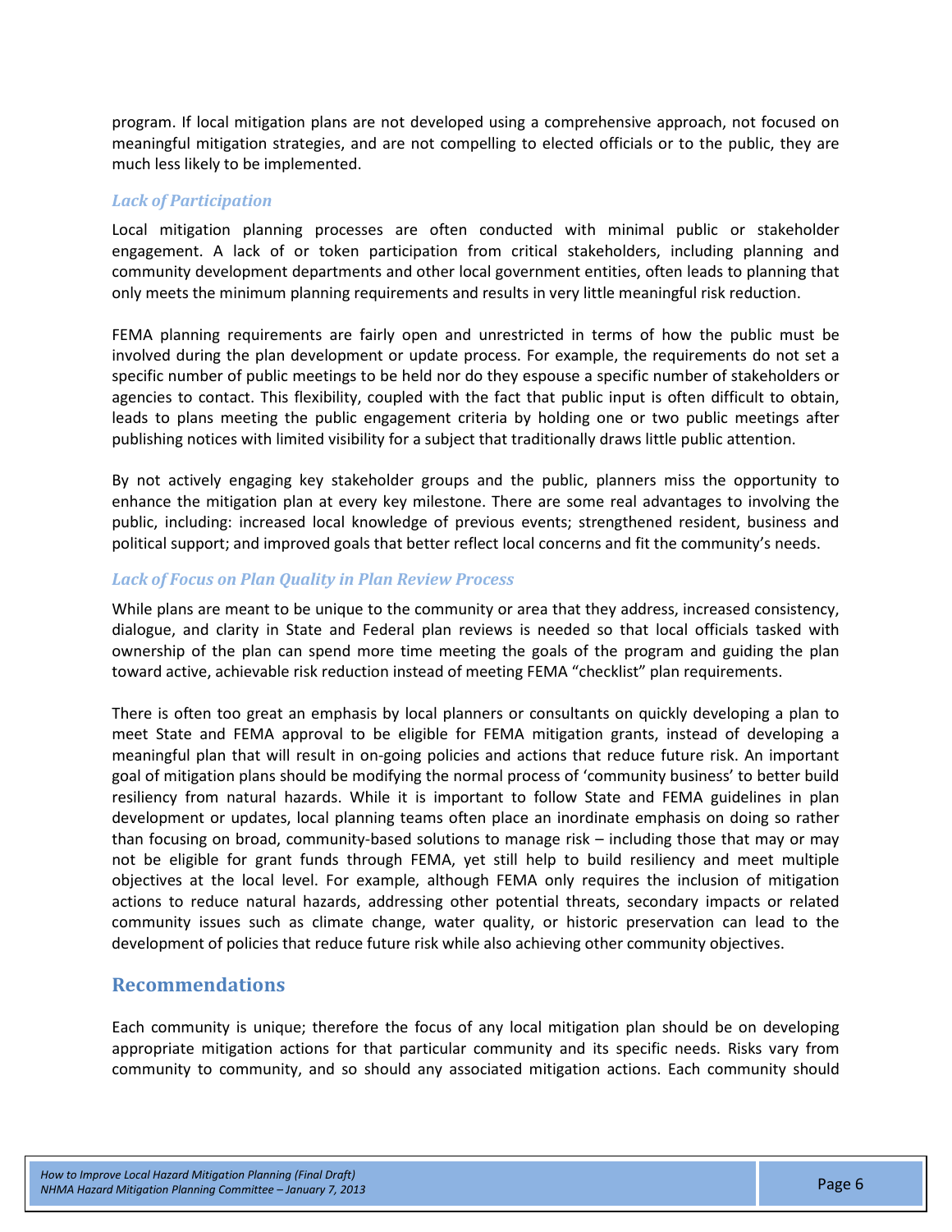program. If local mitigation plans are not developed using a comprehensive approach, not focused on meaningful mitigation strategies, and are not compelling to elected officials or to the public, they are much less likely to be implemented.

### *Lack of Participation*

Local mitigation planning processes are often conducted with minimal public or stakeholder engagement. A lack of or token participation from critical stakeholders, including planning and community development departments and other local government entities, often leads to planning that only meets the minimum planning requirements and results in very little meaningful risk reduction.

FEMA planning requirements are fairly open and unrestricted in terms of how the public must be involved during the plan development or update process. For example, the requirements do not set a specific number of public meetings to be held nor do they espouse a specific number of stakeholders or agencies to contact. This flexibility, coupled with the fact that public input is often difficult to obtain, leads to plans meeting the public engagement criteria by holding one or two public meetings after publishing notices with limited visibility for a subject that traditionally draws little public attention.

By not actively engaging key stakeholder groups and the public, planners miss the opportunity to enhance the mitigation plan at every key milestone. There are some real advantages to involving the public, including: increased local knowledge of previous events; strengthened resident, business and political support; and improved goals that better reflect local concerns and fit the community's needs.

### *Lack of Focus on Plan Quality in Plan Review Process*

While plans are meant to be unique to the community or area that they address, increased consistency, dialogue, and clarity in State and Federal plan reviews is needed so that local officials tasked with ownership of the plan can spend more time meeting the goals of the program and guiding the plan toward active, achievable risk reduction instead of meeting FEMA "checklist" plan requirements.

There is often too great an emphasis by local planners or consultants on quickly developing a plan to meet State and FEMA approval to be eligible for FEMA mitigation grants, instead of developing a meaningful plan that will result in on-going policies and actions that reduce future risk. An important goal of mitigation plans should be modifying the normal process of 'community business' to better build resiliency from natural hazards. While it is important to follow State and FEMA guidelines in plan development or updates, local planning teams often place an inordinate emphasis on doing so rather than focusing on broad, community-based solutions to manage risk – including those that may or may not be eligible for grant funds through FEMA, yet still help to build resiliency and meet multiple objectives at the local level. For example, although FEMA only requires the inclusion of mitigation actions to reduce natural hazards, addressing other potential threats, secondary impacts or related community issues such as climate change, water quality, or historic preservation can lead to the development of policies that reduce future risk while also achieving other community objectives.

## Recommendations

Each community is unique; therefore the focus of any local mitigation plan should be on developing appropriate mitigation actions for that particular community and its specific needs. Risks vary from community to community, and so should any associated mitigation actions. Each community should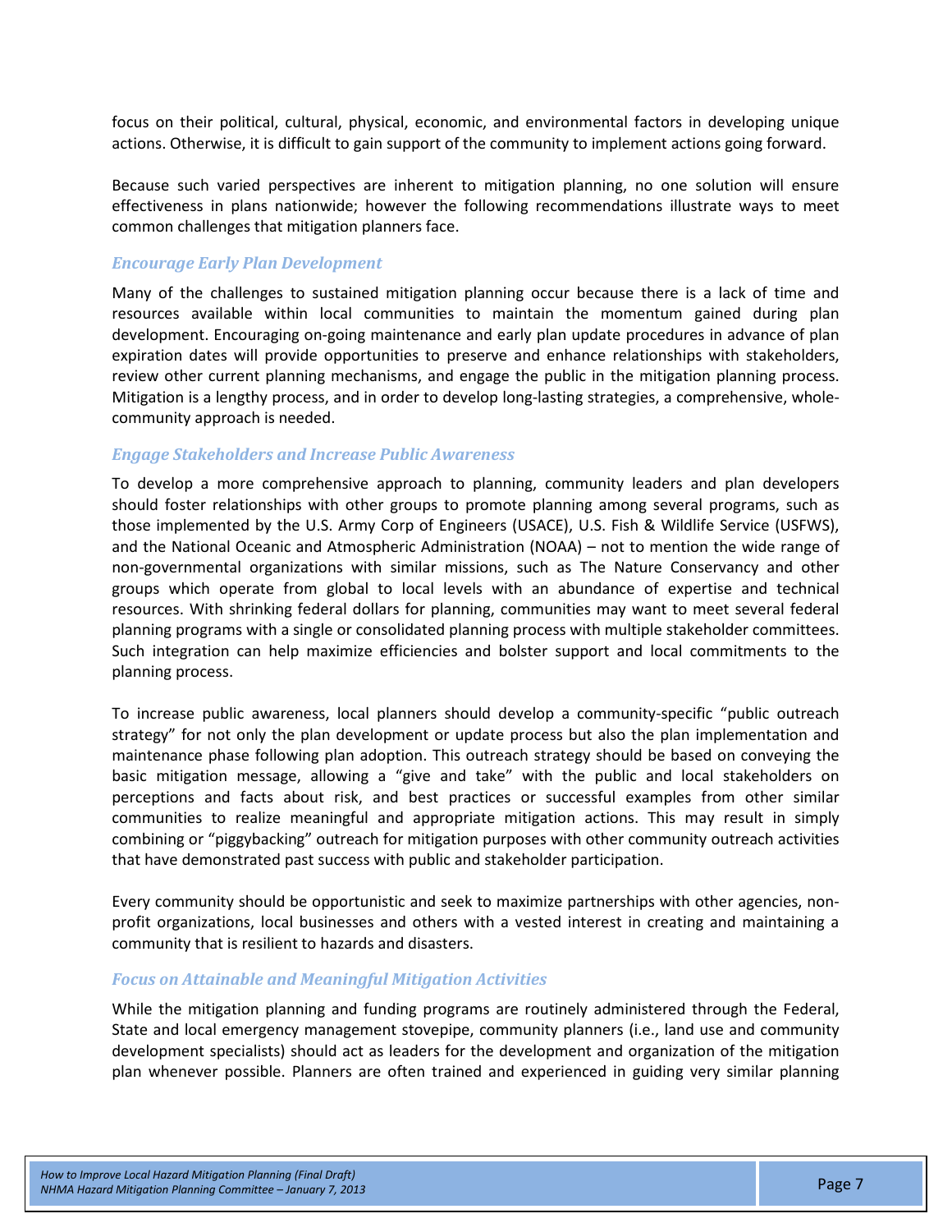focus on their political, cultural, physical, economic, and environmental factors in developing unique actions. Otherwise, it is difficult to gain support of the community to implement actions going forward.

Because such varied perspectives are inherent to mitigation planning, no one solution will ensure effectiveness in plans nationwide; however the following recommendations illustrate ways to meet common challenges that mitigation planners face.

### *Encourage Early Plan Development*

Many of the challenges to sustained mitigation planning occur because there is a lack of time and resources available within local communities to maintain the momentum gained during plan development. Encouraging on-going maintenance and early plan update procedures in advance of plan expiration dates will provide opportunities to preserve and enhance relationships with stakeholders, review other current planning mechanisms, and engage the public in the mitigation planning process. Mitigation is a lengthy process, and in order to develop long-lasting strategies, a comprehensive, whole-community approach is needed.

### *Engage Stakeholders and Increase Public Awareness*

To develop a more comprehensive approach to planning, community leaders and plan developers should foster relationships with other groups to promote planning among several programs, such as those implemented by the U.S. Army Corp of Engineers (USACE), U.S. Fish & Wildlife Service (USFWS), and the National Oceanic and Atmospheric Administration (NOAA) – not to mention the wide range of non-governmental organizations with similar missions, such as The Nature Conservancy and other groups which operate from global to local levels with an abundance of expertise and technical resources. With shrinking federal dollars for planning, communities may want to meet several federal planning programs with a single or consolidated planning process with multiple stakeholder committees. Such integration can help maximize efficiencies and bolster support and local commitments to the planning process.

To increase public awareness, local planners should develop a community-specific "public outreach strategy" for not only the plan development or update process but also the plan implementation and maintenance phase following plan adoption. This outreach strategy should be based on conveying the basic mitigation message, allowing a "give and take" with the public and local stakeholders on perceptions and facts about risk, and best practices or successful examples from other similar communities to realize meaningful and appropriate mitigation actions. This may result in simply combining or "piggybacking" outreach for mitigation purposes with other community outreach activities that have demonstrated past success with public and stakeholder participation.

Every community should be opportunistic and seek to maximize partnerships with other agencies, non-profit organizations, local businesses and others with a vested interest in creating and maintaining a community that is resilient to hazards and disasters.

### *Focus on Attainable and Meaningful Mitigation Activities*

While the mitigation planning and funding programs are routinely administered through the Federal, State and local emergency management stovepipe, community planners (i.e., land use and community development specialists) should act as leaders for the development and organization of the mitigation plan whenever possible. Planners are often trained and experienced in guiding very similar planning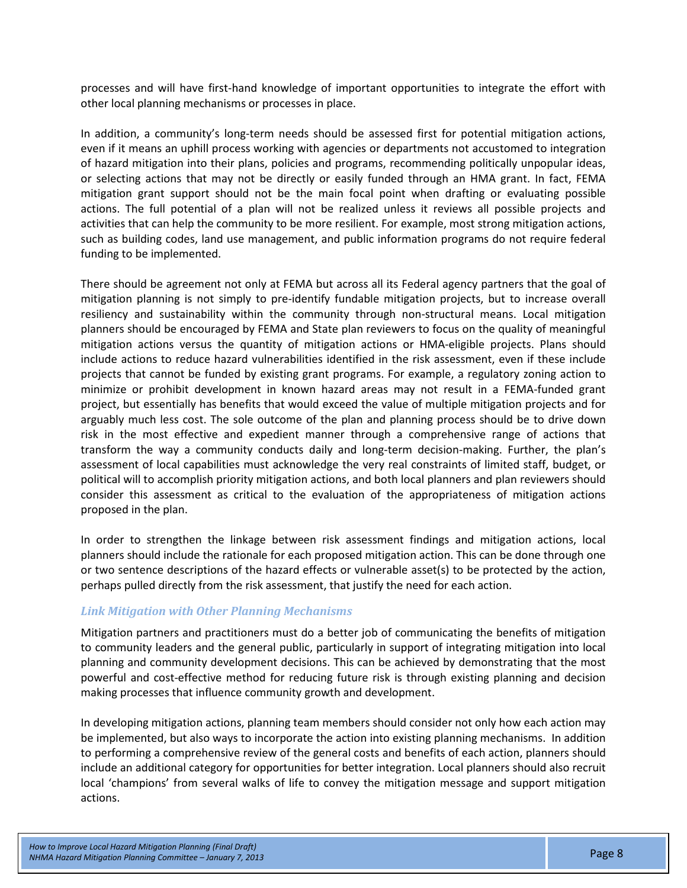processes and will have first-hand knowledge of important opportunities to integrate the effort with other local planning mechanisms or processes in place.

In addition, a community's long-term needs should be assessed first for potential mitigation actions, even if it means an uphill process working with agencies or departments not accustomed to integration of hazard mitigation into their plans, policies and programs, recommending politically unpopular ideas, or selecting actions that may not be directly or easily funded through an HMA grant. In fact, FEMA mitigation grant support should not be the main focal point when drafting or evaluating possible actions. The full potential of a plan will not be realized unless it reviews all possible projects and activities that can help the community to be more resilient. For example, most strong mitigation actions, such as building codes, land use management, and public information programs do not require federal funding to be implemented.

There should be agreement not only at FEMA but across all its Federal agency partners that the goal of mitigation planning is not simply to pre-identify fundable mitigation projects, but to increase overall resiliency and sustainability within the community through non-structural means. Local mitigation planners should be encouraged by FEMA and State plan reviewers to focus on the quality of meaningful mitigation actions versus the quantity of mitigation actions or HMA-eligible projects. Plans should include actions to reduce hazard vulnerabilities identified in the risk assessment, even if these include projects that cannot be funded by existing grant programs. For example, a regulatory zoning action to minimize or prohibit development in known hazard areas may not result in a FEMA-funded grant project, but essentially has benefits that would exceed the value of multiple mitigation projects and for arguably much less cost. The sole outcome of the plan and planning process should be to drive down risk in the most effective and expedient manner through a comprehensive range of actions that transform the way a community conducts daily and long-term decision-making. Further, the plan's assessment of local capabilities must acknowledge the very real constraints of limited staff, budget, or political will to accomplish priority mitigation actions, and both local planners and plan reviewers should consider this assessment as critical to the evaluation of the appropriateness of mitigation actions proposed in the plan.

In order to strengthen the linkage between risk assessment findings and mitigation actions, local planners should include the rationale for each proposed mitigation action. This can be done through one or two sentence descriptions of the hazard effects or vulnerable asset(s) to be protected by the action, perhaps pulled directly from the risk assessment, that justify the need for each action.

### *Link Mitigation with Other Planning Mechanisms*

Mitigation partners and practitioners must do a better job of communicating the benefits of mitigation to community leaders and the general public, particularly in support of integrating mitigation into local planning and community development decisions. This can be achieved by demonstrating that the most powerful and cost-effective method for reducing future risk is through existing planning and decision making processes that influence community growth and development.

In developing mitigation actions, planning team members should consider not only how each action may be implemented, but also ways to incorporate the action into existing planning mechanisms. In addition to performing a comprehensive review of the general costs and benefits of each action, planners should include an additional category for opportunities for better integration. Local planners should also recruit local 'champions' from several walks of life to convey the mitigation message and support mitigation actions.